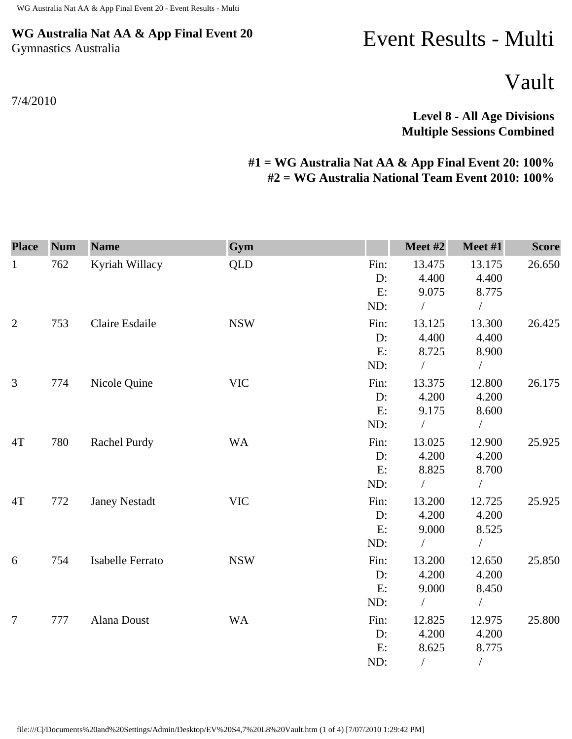**WG Australia Nat AA & App Final Event 20**
Gymnastics Australia

# Event Results - Multi

# Vault

7/4/2010

**Level 8 - All Age Divisions**
**Multiple Sessions Combined**

**#1 = WG Australia Nat AA & App Final Event 20: 100%**
**#2 = WG Australia National Team Event 2010: 100%**

| Place | Num | Name | Gym | | Meet #2 | Meet #1 | Score |
|---|---|---|---|---|---|---|---|
| 1 | 762 | Kyriah Willacy | QLD | Fin: | 13.475 | 13.175 | 26.650 |
| | | | | D: | 4.400 | 4.400 | |
| | | | | E: | 9.075 | 8.775 | |
| | | | | ND: | / | / | |
| 2 | 753 | Claire Esdaile | NSW | Fin: | 13.125 | 13.300 | 26.425 |
| | | | | D: | 4.400 | 4.400 | |
| | | | | E: | 8.725 | 8.900 | |
| | | | | ND: | / | / | |
| 3 | 774 | Nicole Quine | VIC | Fin: | 13.375 | 12.800 | 26.175 |
| | | | | D: | 4.200 | 4.200 | |
| | | | | E: | 9.175 | 8.600 | |
| | | | | ND: | / | / | |
| 4T | 780 | Rachel Purdy | WA | Fin: | 13.025 | 12.900 | 25.925 |
| | | | | D: | 4.200 | 4.200 | |
| | | | | E: | 8.825 | 8.700 | |
| | | | | ND: | / | / | |
| 4T | 772 | Janey Nestadt | VIC | Fin: | 13.200 | 12.725 | 25.925 |
| | | | | D: | 4.200 | 4.200 | |
| | | | | E: | 9.000 | 8.525 | |
| | | | | ND: | / | / | |
| 6 | 754 | Isabelle Ferrato | NSW | Fin: | 13.200 | 12.650 | 25.850 |
| | | | | D: | 4.200 | 4.200 | |
| | | | | E: | 9.000 | 8.450 | |
| | | | | ND: | / | / | |
| 7 | 777 | Alana Doust | WA | Fin: | 12.825 | 12.975 | 25.800 |
| | | | | D: | 4.200 | 4.200 | |
| | | | | E: | 8.625 | 8.775 | |
| | | | | ND: | / | / | |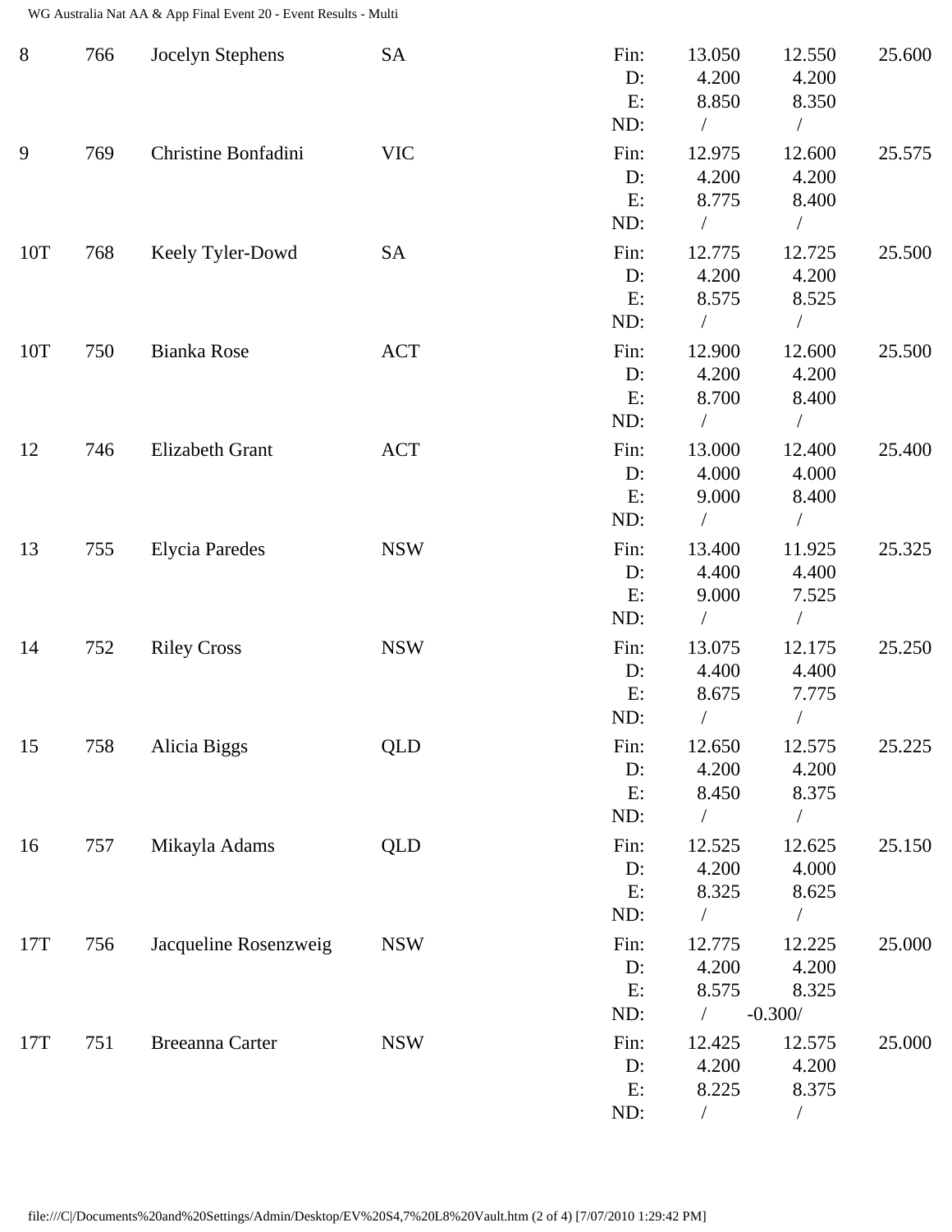| Rank | No. | Name | State | | Vault 1 | Vault 2 | Total |
|---|---|---|---|---|---|---|---|
| 8 | 766 | Jocelyn Stephens | SA | Fin: | 13.050 | 12.550 | 25.600 |
| | | | | D: | 4.200 | 4.200 | |
| | | | | E: | 8.850 | 8.350 | |
| | | | | ND: | / | / | |
| 9 | 769 | Christine Bonfadini | VIC | Fin: | 12.975 | 12.600 | 25.575 |
| | | | | D: | 4.200 | 4.200 | |
| | | | | E: | 8.775 | 8.400 | |
| | | | | ND: | / | / | |
| 10T | 768 | Keely Tyler-Dowd | SA | Fin: | 12.775 | 12.725 | 25.500 |
| | | | | D: | 4.200 | 4.200 | |
| | | | | E: | 8.575 | 8.525 | |
| | | | | ND: | / | / | |
| 10T | 750 | Bianka Rose | ACT | Fin: | 12.900 | 12.600 | 25.500 |
| | | | | D: | 4.200 | 4.200 | |
| | | | | E: | 8.700 | 8.400 | |
| | | | | ND: | / | / | |
| 12 | 746 | Elizabeth Grant | ACT | Fin: | 13.000 | 12.400 | 25.400 |
| | | | | D: | 4.000 | 4.000 | |
| | | | | E: | 9.000 | 8.400 | |
| | | | | ND: | / | / | |
| 13 | 755 | Elycia Paredes | NSW | Fin: | 13.400 | 11.925 | 25.325 |
| | | | | D: | 4.400 | 4.400 | |
| | | | | E: | 9.000 | 7.525 | |
| | | | | ND: | / | / | |
| 14 | 752 | Riley Cross | NSW | Fin: | 13.075 | 12.175 | 25.250 |
| | | | | D: | 4.400 | 4.400 | |
| | | | | E: | 8.675 | 7.775 | |
| | | | | ND: | / | / | |
| 15 | 758 | Alicia Biggs | QLD | Fin: | 12.650 | 12.575 | 25.225 |
| | | | | D: | 4.200 | 4.200 | |
| | | | | E: | 8.450 | 8.375 | |
| | | | | ND: | / | / | |
| 16 | 757 | Mikayla Adams | QLD | Fin: | 12.525 | 12.625 | 25.150 |
| | | | | D: | 4.200 | 4.000 | |
| | | | | E: | 8.325 | 8.625 | |
| | | | | ND: | / | / | |
| 17T | 756 | Jacqueline Rosenzweig | NSW | Fin: | 12.775 | 12.225 | 25.000 |
| | | | | D: | 4.200 | 4.200 | |
| | | | | E: | 8.575 | 8.325 | |
| | | | | ND: | / | -0.300/ | |
| 17T | 751 | Breeanna Carter | NSW | Fin: | 12.425 | 12.575 | 25.000 |
| | | | | D: | 4.200 | 4.200 | |
| | | | | E: | 8.225 | 8.375 | |
| | | | | ND: | / | / | |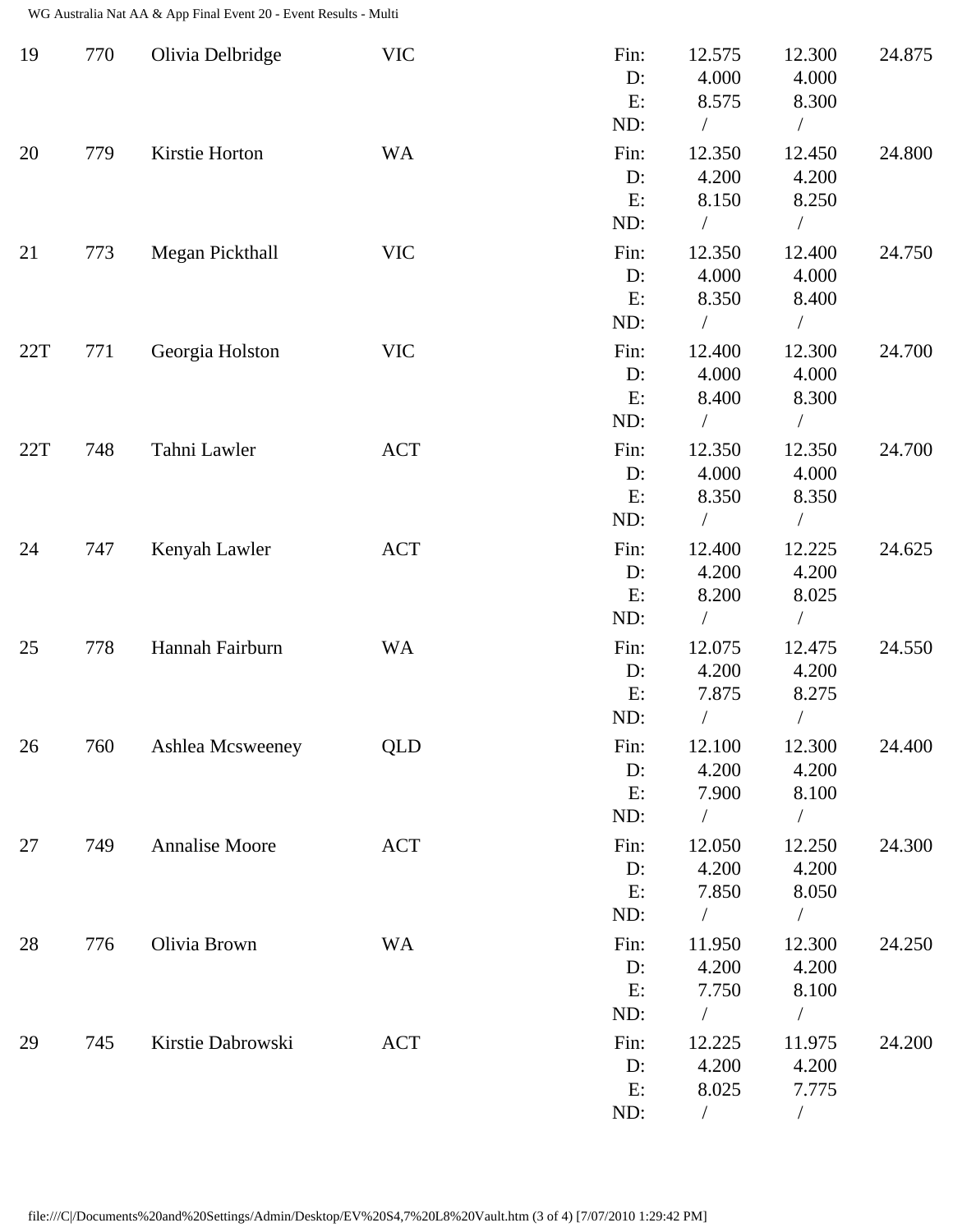| Rank | Num | Name | State | | Vault 1 | Vault 2 | Total |
|---|---|---|---|---|---|---|---|
| 19 | 770 | Olivia Delbridge | VIC | Fin: | 12.575 | 12.300 | 24.875 |
| | | | | D: | 4.000 | 4.000 | |
| | | | | E: | 8.575 | 8.300 | |
| | | | | ND: | / | / | |
| 20 | 779 | Kirstie Horton | WA | Fin: | 12.350 | 12.450 | 24.800 |
| | | | | D: | 4.200 | 4.200 | |
| | | | | E: | 8.150 | 8.250 | |
| | | | | ND: | / | / | |
| 21 | 773 | Megan Pickthall | VIC | Fin: | 12.350 | 12.400 | 24.750 |
| | | | | D: | 4.000 | 4.000 | |
| | | | | E: | 8.350 | 8.400 | |
| | | | | ND: | / | / | |
| 22T | 771 | Georgia Holston | VIC | Fin: | 12.400 | 12.300 | 24.700 |
| | | | | D: | 4.000 | 4.000 | |
| | | | | E: | 8.400 | 8.300 | |
| | | | | ND: | / | / | |
| 22T | 748 | Tahni Lawler | ACT | Fin: | 12.350 | 12.350 | 24.700 |
| | | | | D: | 4.000 | 4.000 | |
| | | | | E: | 8.350 | 8.350 | |
| | | | | ND: | / | / | |
| 24 | 747 | Kenyah Lawler | ACT | Fin: | 12.400 | 12.225 | 24.625 |
| | | | | D: | 4.200 | 4.200 | |
| | | | | E: | 8.200 | 8.025 | |
| | | | | ND: | / | / | |
| 25 | 778 | Hannah Fairburn | WA | Fin: | 12.075 | 12.475 | 24.550 |
| | | | | D: | 4.200 | 4.200 | |
| | | | | E: | 7.875 | 8.275 | |
| | | | | ND: | / | / | |
| 26 | 760 | Ashlea Mcsweeney | QLD | Fin: | 12.100 | 12.300 | 24.400 |
| | | | | D: | 4.200 | 4.200 | |
| | | | | E: | 7.900 | 8.100 | |
| | | | | ND: | / | / | |
| 27 | 749 | Annalise Moore | ACT | Fin: | 12.050 | 12.250 | 24.300 |
| | | | | D: | 4.200 | 4.200 | |
| | | | | E: | 7.850 | 8.050 | |
| | | | | ND: | / | / | |
| 28 | 776 | Olivia Brown | WA | Fin: | 11.950 | 12.300 | 24.250 |
| | | | | D: | 4.200 | 4.200 | |
| | | | | E: | 7.750 | 8.100 | |
| | | | | ND: | / | / | |
| 29 | 745 | Kirstie Dabrowski | ACT | Fin: | 12.225 | 11.975 | 24.200 |
| | | | | D: | 4.200 | 4.200 | |
| | | | | E: | 8.025 | 7.775 | |
| | | | | ND: | / | / | |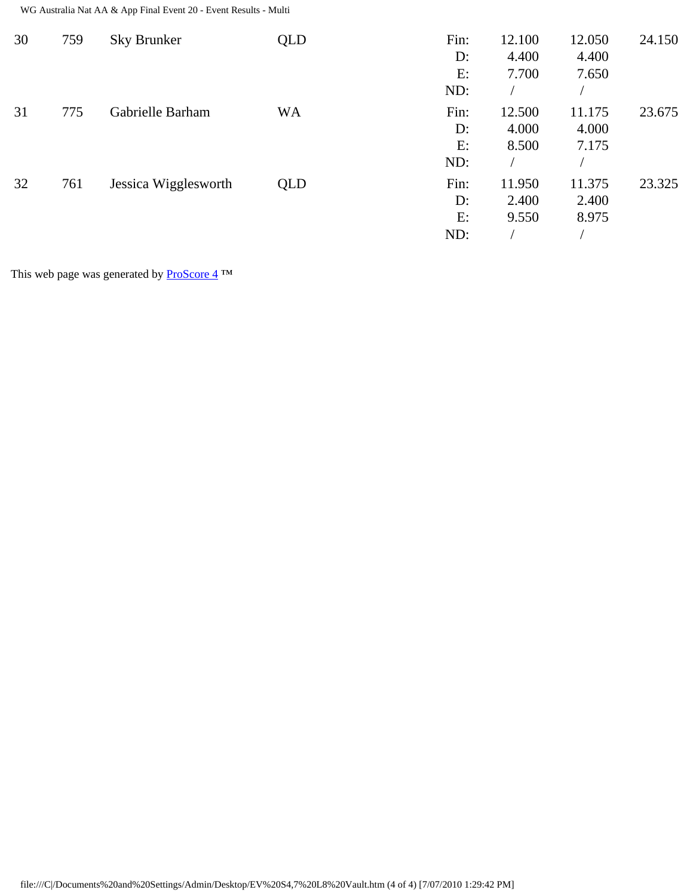| | | | | | | | |
|---|---|---|---|---|---|---|---|
| 30 | 759 | Sky Brunker | QLD | Fin: | 12.100 | 12.050 | 24.150 |
| | | | | D: | 4.400 | 4.400 | |
| | | | | E: | 7.700 | 7.650 | |
| | | | | ND: | / | / | |
| 31 | 775 | Gabrielle Barham | WA | Fin: | 12.500 | 11.175 | 23.675 |
| | | | | D: | 4.000 | 4.000 | |
| | | | | E: | 8.500 | 7.175 | |
| | | | | ND: | / | / | |
| 32 | 761 | Jessica Wigglesworth | QLD | Fin: | 11.950 | 11.375 | 23.325 |
| | | | | D: | 2.400 | 2.400 | |
| | | | | E: | 9.550 | 8.975 | |
| | | | | ND: | / | / | |

This web page was generated by [ProScore 4](ProScore 4) ™